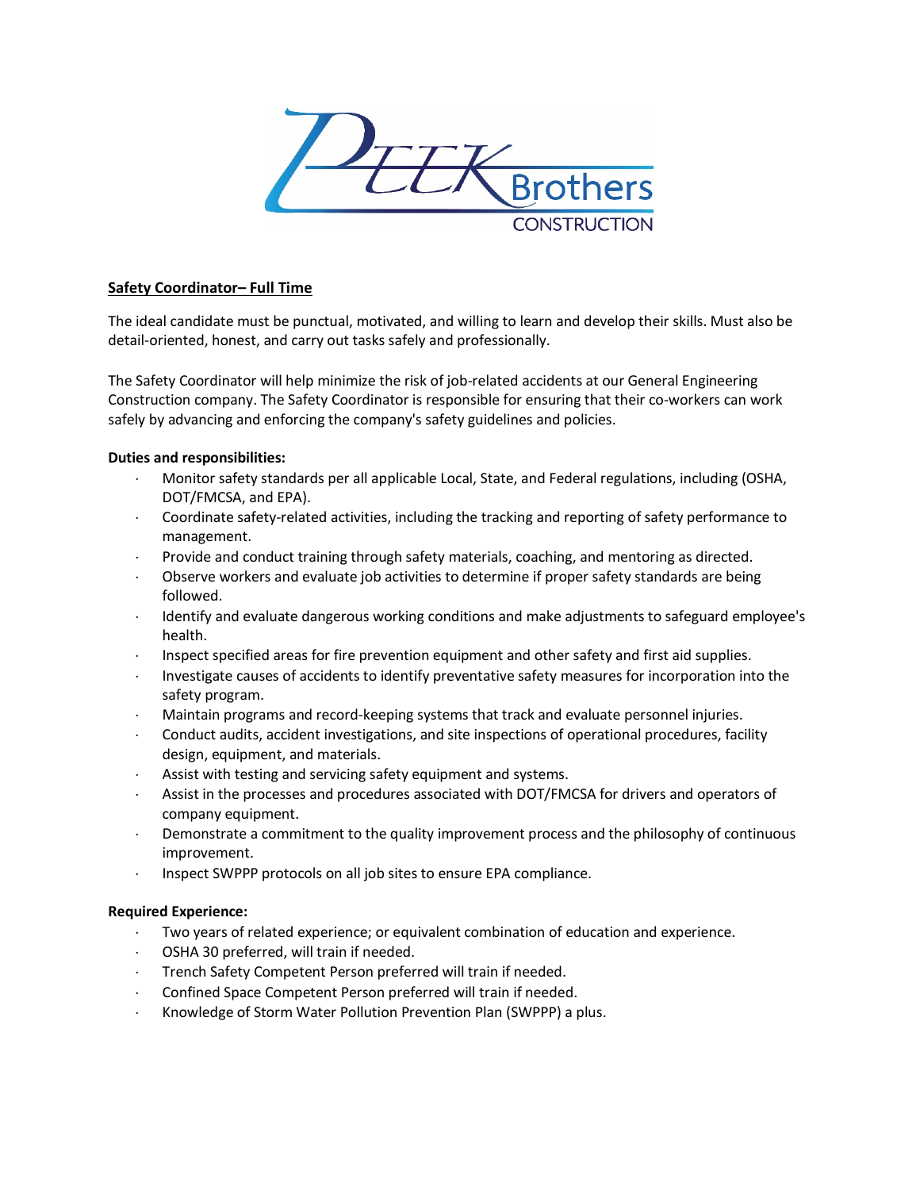**Safety Coordinator– Full Time**

The ideal candidate must be punctual, motivated, and willing to learn and develop their skills. Must also be detail-oriented, honest, and carry out tasks safely and professionally.

The Safety Coordinator will help minimize the risk of job-related accidents at our General Engineering Construction company. The Safety Coordinator is responsible for ensuring that their co-workers can work safely by advancing and enforcing the company's safety guidelines and policies.

**Duties and responsibilities:**

- Monitor safety standards per all applicable Local, State, and Federal regulations, including (OSHA, DOT/FMCSA, and EPA).
- Coordinate safety-related activities, including the tracking and reporting of safety performance to management.
- Provide and conduct training through safety materials, coaching, and mentoring as directed.
- Observe workers and evaluate job activities to determine if proper safety standards are being followed.
- Identify and evaluate dangerous working conditions and make adjustments to safeguard employee's health.
- Inspect specified areas for fire prevention equipment and other safety and first aid supplies.
- Investigate causes of accidents to identify preventative safety measures for incorporation into the safety program.
- Maintain programs and record-keeping systems that track and evaluate personnel injuries.
- Conduct audits, accident investigations, and site inspections of operational procedures, facility design, equipment, and materials.
- Assist with testing and servicing safety equipment and systems.
- Assist in the processes and procedures associated with DOT/FMCSA for drivers and operators of company equipment.
- Demonstrate a commitment to the quality improvement process and the philosophy of continuous improvement.
- Inspect SWPPP protocols on all job sites to ensure EPA compliance.

**Required Experience:**

- Two years of related experience; or equivalent combination of education and experience.
- OSHA 30 preferred, will train if needed.
- Trench Safety Competent Person preferred will train if needed.
- Confined Space Competent Person preferred will train if needed.
- Knowledge of Storm Water Pollution Prevention Plan (SWPPP) a plus.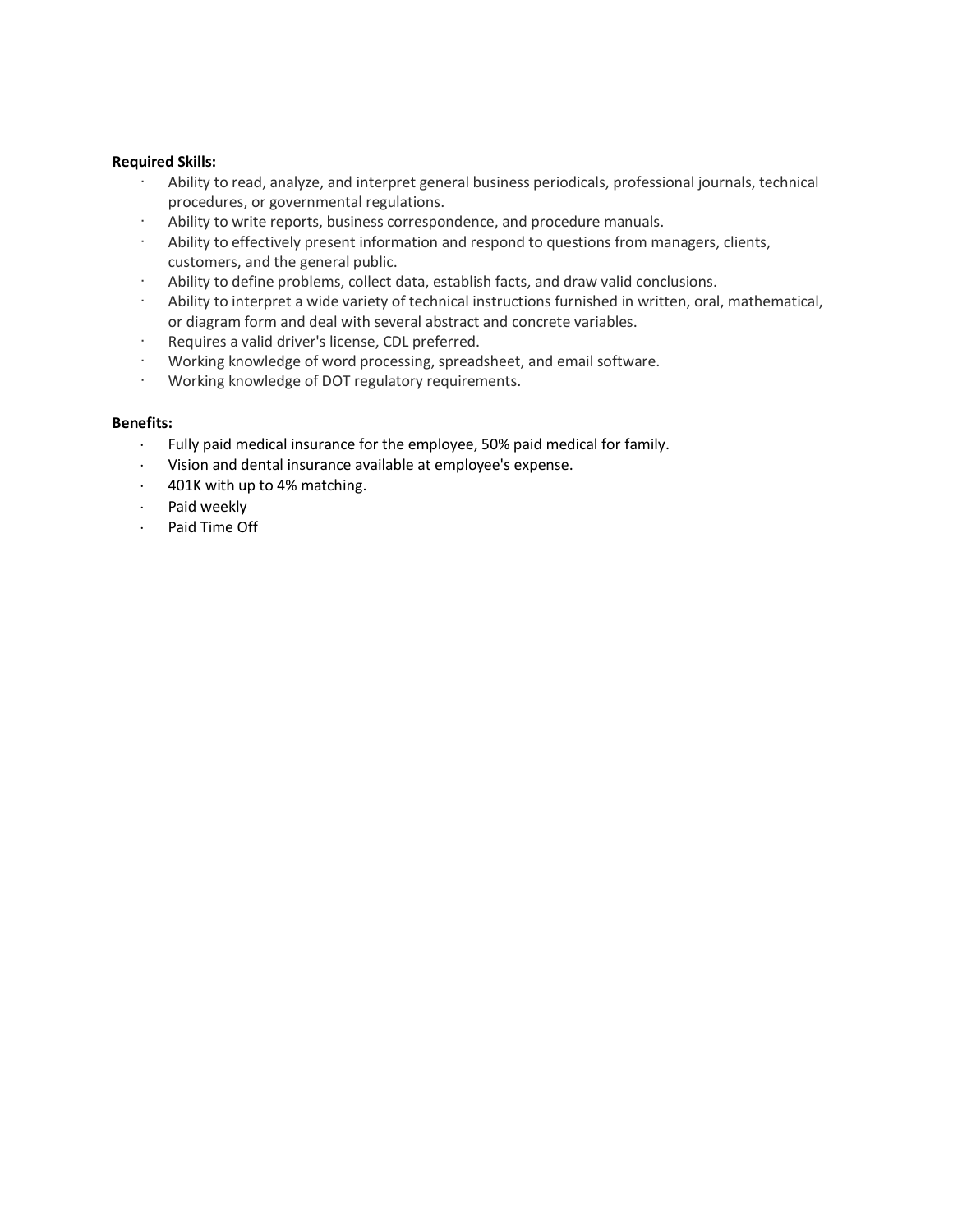**Required Skills:**

- Ability to read, analyze, and interpret general business periodicals, professional journals, technical procedures, or governmental regulations.
- Ability to write reports, business correspondence, and procedure manuals.
- Ability to effectively present information and respond to questions from managers, clients, customers, and the general public.
- Ability to define problems, collect data, establish facts, and draw valid conclusions.
- Ability to interpret a wide variety of technical instructions furnished in written, oral, mathematical, or diagram form and deal with several abstract and concrete variables.
- Requires a valid driver's license, CDL preferred.
- Working knowledge of word processing, spreadsheet, and email software.
- Working knowledge of DOT regulatory requirements.

**Benefits:**

- Fully paid medical insurance for the employee, 50% paid medical for family.
- Vision and dental insurance available at employee's expense.
- 401K with up to 4% matching.
- Paid weekly
- Paid Time Off